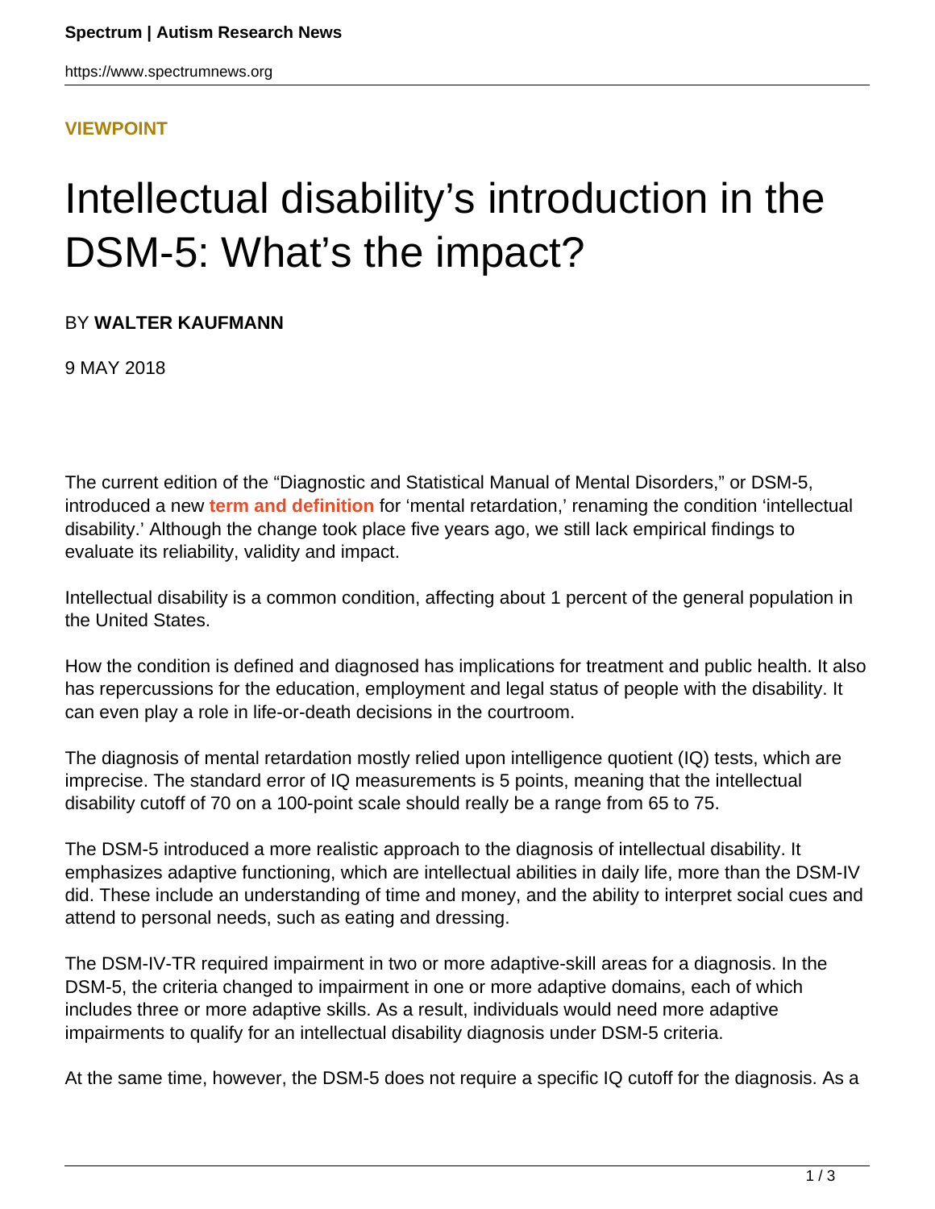**VIEWPOINT**

# Intellectual disability's introduction in the DSM-5: What's the impact?

BY **WALTER KAUFMANN**

9 MAY 2018

The current edition of the "Diagnostic and Statistical Manual of Mental Disorders," or DSM-5, introduced a new **term and definition** for 'mental retardation,' renaming the condition 'intellectual disability.' Although the change took place five years ago, we still lack empirical findings to evaluate its reliability, validity and impact.

Intellectual disability is a common condition, affecting about 1 percent of the general population in the United States.

How the condition is defined and diagnosed has implications for treatment and public health. It also has repercussions for the education, employment and legal status of people with the disability. It can even play a role in life-or-death decisions in the courtroom.

The diagnosis of mental retardation mostly relied upon intelligence quotient (IQ) tests, which are imprecise. The standard error of IQ measurements is 5 points, meaning that the intellectual disability cutoff of 70 on a 100-point scale should really be a range from 65 to 75.

The DSM-5 introduced a more realistic approach to the diagnosis of intellectual disability. It emphasizes adaptive functioning, which are intellectual abilities in daily life, more than the DSM-IV did. These include an understanding of time and money, and the ability to interpret social cues and attend to personal needs, such as eating and dressing.

The DSM-IV-TR required impairment in two or more adaptive-skill areas for a diagnosis. In the DSM-5, the criteria changed to impairment in one or more adaptive domains, each of which includes three or more adaptive skills. As a result, individuals would need more adaptive impairments to qualify for an intellectual disability diagnosis under DSM-5 criteria.

At the same time, however, the DSM-5 does not require a specific IQ cutoff for the diagnosis. As a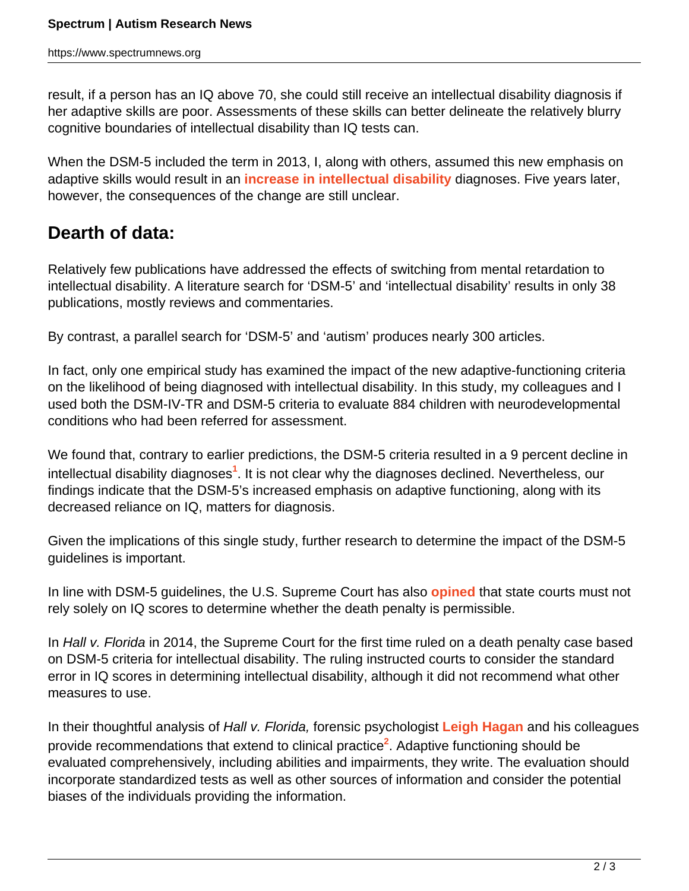result, if a person has an IQ above 70, she could still receive an intellectual disability diagnosis if her adaptive skills are poor. Assessments of these skills can better delineate the relatively blurry cognitive boundaries of intellectual disability than IQ tests can.

When the DSM-5 included the term in 2013, I, along with others, assumed this new emphasis on adaptive skills would result in an **increase in intellectual disability** diagnoses. Five years later, however, the consequences of the change are still unclear.

## Dearth of data:

Relatively few publications have addressed the effects of switching from mental retardation to intellectual disability. A literature search for 'DSM-5' and 'intellectual disability' results in only 38 publications, mostly reviews and commentaries.

By contrast, a parallel search for 'DSM-5' and 'autism' produces nearly 300 articles.

In fact, only one empirical study has examined the impact of the new adaptive-functioning criteria on the likelihood of being diagnosed with intellectual disability. In this study, my colleagues and I used both the DSM-IV-TR and DSM-5 criteria to evaluate 884 children with neurodevelopmental conditions who had been referred for assessment.

We found that, contrary to earlier predictions, the DSM-5 criteria resulted in a 9 percent decline in intellectual disability diagnoses[1]. It is not clear why the diagnoses declined. Nevertheless, our findings indicate that the DSM-5's increased emphasis on adaptive functioning, along with its decreased reliance on IQ, matters for diagnosis.

Given the implications of this single study, further research to determine the impact of the DSM-5 guidelines is important.

In line with DSM-5 guidelines, the U.S. Supreme Court has also **opined** that state courts must not rely solely on IQ scores to determine whether the death penalty is permissible.

In *Hall v. Florida* in 2014, the Supreme Court for the first time ruled on a death penalty case based on DSM-5 criteria for intellectual disability. The ruling instructed courts to consider the standard error in IQ scores in determining intellectual disability, although it did not recommend what other measures to use.

In their thoughtful analysis of *Hall v. Florida,* forensic psychologist **Leigh Hagan** and his colleagues provide recommendations that extend to clinical practice[2]. Adaptive functioning should be evaluated comprehensively, including abilities and impairments, they write. The evaluation should incorporate standardized tests as well as other sources of information and consider the potential biases of the individuals providing the information.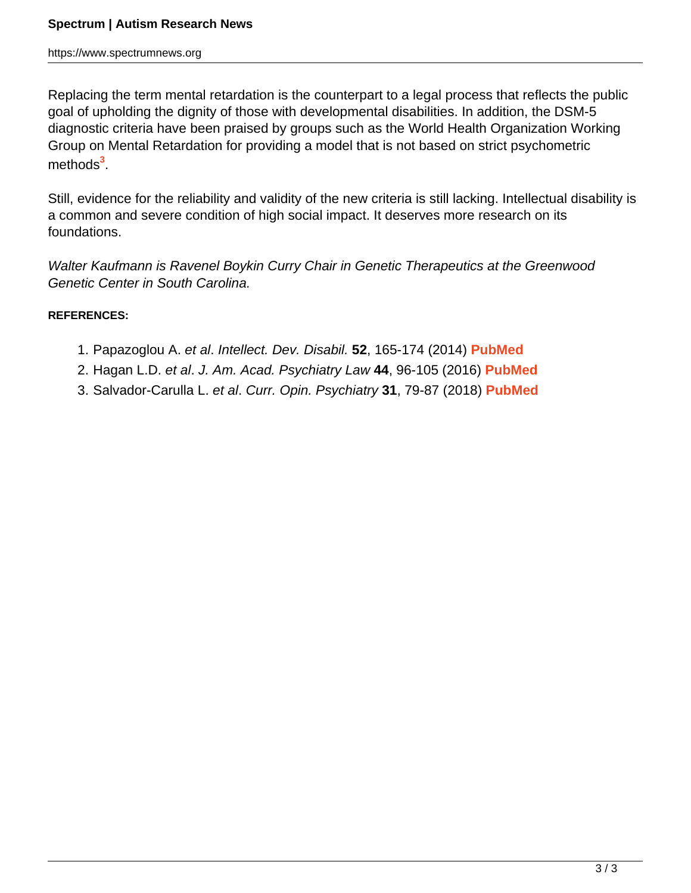Replacing the term mental retardation is the counterpart to a legal process that reflects the public goal of upholding the dignity of those with developmental disabilities. In addition, the DSM-5 diagnostic criteria have been praised by groups such as the World Health Organization Working Group on Mental Retardation for providing a model that is not based on strict psychometric methods[3].

Still, evidence for the reliability and validity of the new criteria is still lacking. Intellectual disability is a common and severe condition of high social impact. It deserves more research on its foundations.

*Walter Kaufmann is Ravenel Boykin Curry Chair in Genetic Therapeutics at the Greenwood Genetic Center in South Carolina.*

**REFERENCES:**

1. Papazoglou A. *et al*. *Intellect. Dev. Disabil.* **52**, 165-174 (2014) **PubMed**
2. Hagan L.D. *et al*. *J. Am. Acad. Psychiatry Law* **44**, 96-105 (2016) **PubMed**
3. Salvador-Carulla L. *et al*. *Curr. Opin. Psychiatry* **31**, 79-87 (2018) **PubMed**